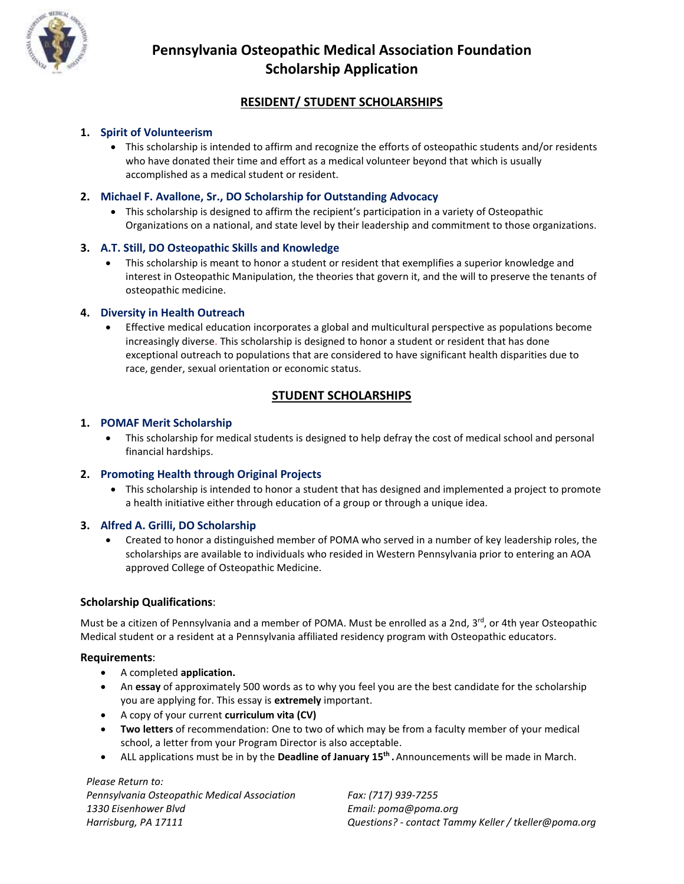# Pennsylvania Osteopathic Medical Association Foundation
# Scholarship Application

## RESIDENT/ STUDENT SCHOLARSHIPS

### 1. Spirit of Volunteerism

- This scholarship is intended to affirm and recognize the efforts of osteopathic students and/or residents who have donated their time and effort as a medical volunteer beyond that which is usually accomplished as a medical student or resident.

### 2. Michael F. Avallone, Sr., DO Scholarship for Outstanding Advocacy

- This scholarship is designed to affirm the recipient's participation in a variety of Osteopathic Organizations on a national, and state level by their leadership and commitment to those organizations.

### 3. A.T. Still, DO Osteopathic Skills and Knowledge

- This scholarship is meant to honor a student or resident that exemplifies a superior knowledge and interest in Osteopathic Manipulation, the theories that govern it, and the will to preserve the tenants of osteopathic medicine.

### 4. Diversity in Health Outreach

- Effective medical education incorporates a global and multicultural perspective as populations become increasingly diverse. This scholarship is designed to honor a student or resident that has done exceptional outreach to populations that are considered to have significant health disparities due to race, gender, sexual orientation or economic status.

## STUDENT SCHOLARSHIPS

### 1. POMAF Merit Scholarship

- This scholarship for medical students is designed to help defray the cost of medical school and personal financial hardships.

### 2. Promoting Health through Original Projects

- This scholarship is intended to honor a student that has designed and implemented a project to promote a health initiative either through education of a group or through a unique idea.

### 3. Alfred A. Grilli, DO Scholarship

- Created to honor a distinguished member of POMA who served in a number of key leadership roles, the scholarships are available to individuals who resided in Western Pennsylvania prior to entering an AOA approved College of Osteopathic Medicine.

**Scholarship Qualifications**:

Must be a citizen of Pennsylvania and a member of POMA. Must be enrolled as a 2nd, 3rd, or 4th year Osteopathic Medical student or a resident at a Pennsylvania affiliated residency program with Osteopathic educators.

**Requirements**:

- A completed **application.**
- An **essay** of approximately 500 words as to why you feel you are the best candidate for the scholarship you are applying for. This essay is **extremely** important.
- A copy of your current **curriculum vita (CV)**
- **Two letters** of recommendation: One to two of which may be from a faculty member of your medical school, a letter from your Program Director is also acceptable.
- ALL applications must be in by the **Deadline of January 15th.** Announcements will be made in March.

*Please Return to:*
*Pennsylvania Osteopathic Medical Association*
*1330 Eisenhower Blvd*
*Harrisburg, PA 17111*

*Fax: (717) 939-7255*
*Email: poma@poma.org*
*Questions? - contact Tammy Keller / tkeller@poma.org*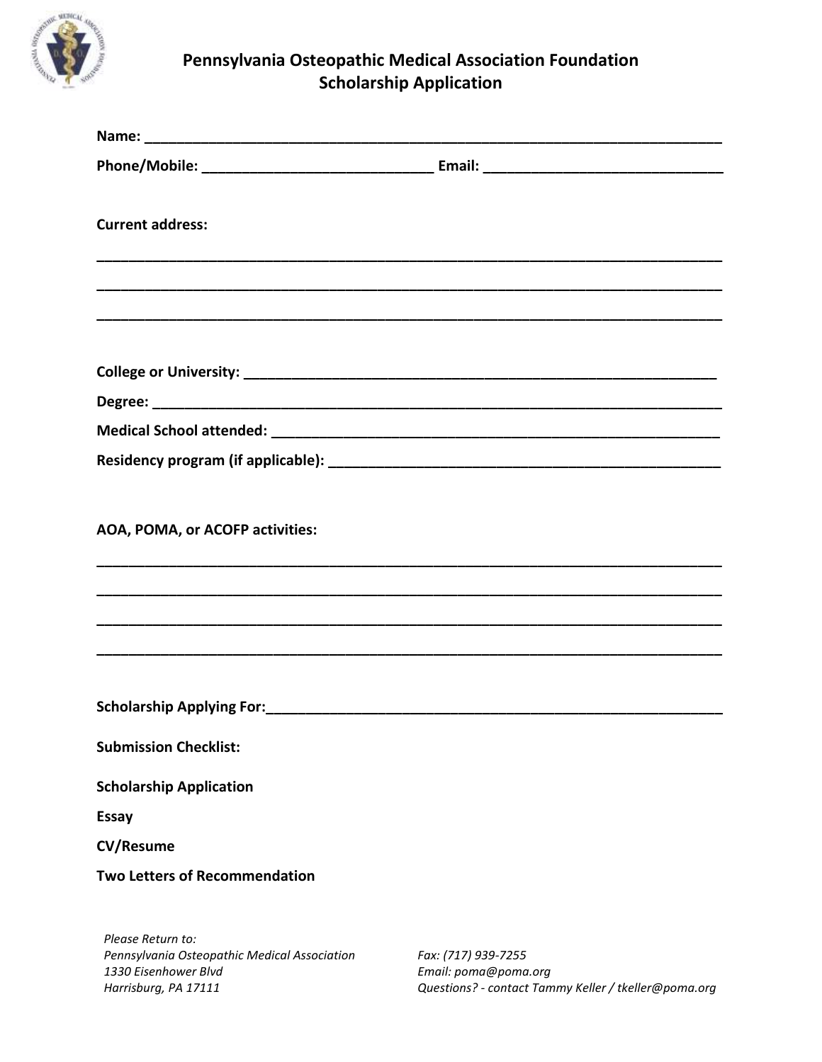## Pennsylvania Osteopathic Medical Association Foundation
## Scholarship Application

**Name:** ______________________________________________________________________

**Phone/Mobile:** ____________________________ **Email:** ____________________________

**Current address:**

______________________________________________________________________________

______________________________________________________________________________

______________________________________________________________________________

**College or University:** ______________________________________________________

**Degree:** _____________________________________________________________________

**Medical School attended:** ___________________________________________________

**Residency program (if applicable):** __________________________________________

**AOA, POMA, or ACOFP activities:**

______________________________________________________________________________

______________________________________________________________________________

______________________________________________________________________________

______________________________________________________________________________

**Scholarship Applying For:**___________________________________________________

**Submission Checklist:**

**Scholarship Application**

**Essay**

**CV/Resume**

**Two Letters of Recommendation**

*Please Return to:*
*Pennsylvania Osteopathic Medical Association*
*1330 Eisenhower Blvd*
*Harrisburg, PA 17111*

*Fax: (717) 939-7255*
*Email: poma@poma.org*
*Questions? - contact Tammy Keller / tkeller@poma.org*